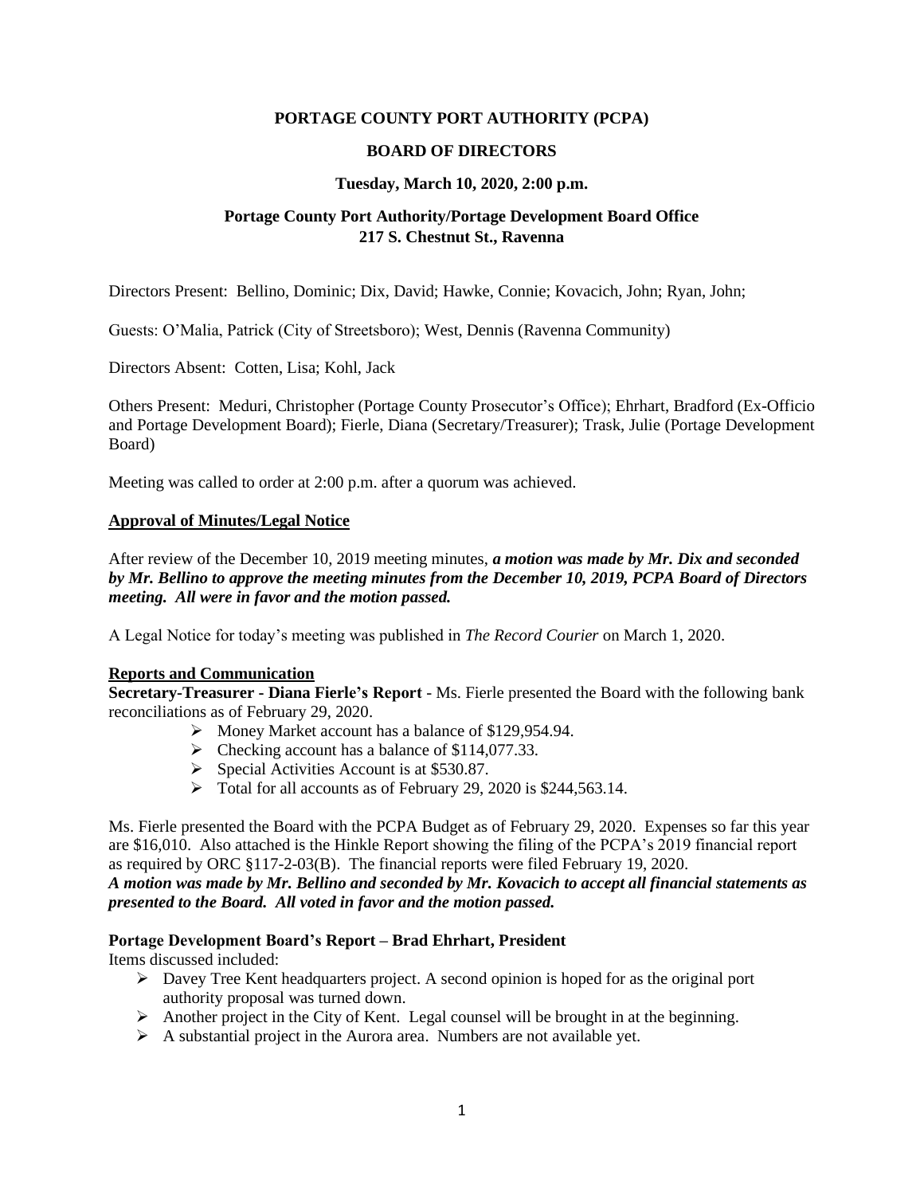**PORTAGE COUNTY PORT AUTHORITY (PCPA)**

**BOARD OF DIRECTORS**

**Tuesday, March 10, 2020, 2:00 p.m.**

**Portage County Port Authority/Portage Development Board Office**
**217 S. Chestnut St., Ravenna**

Directors Present: Bellino, Dominic; Dix, David; Hawke, Connie; Kovacich, John; Ryan, John;

Guests: O'Malia, Patrick (City of Streetsboro); West, Dennis (Ravenna Community)

Directors Absent: Cotten, Lisa; Kohl, Jack

Others Present: Meduri, Christopher (Portage County Prosecutor's Office); Ehrhart, Bradford (Ex-Officio and Portage Development Board); Fierle, Diana (Secretary/Treasurer); Trask, Julie (Portage Development Board)

Meeting was called to order at 2:00 p.m. after a quorum was achieved.

**Approval of Minutes/Legal Notice**

After review of the December 10, 2019 meeting minutes, ***a motion was made by Mr. Dix and seconded by Mr. Bellino to approve the meeting minutes from the December 10, 2019, PCPA Board of Directors meeting. All were in favor and the motion passed.***

A Legal Notice for today's meeting was published in *The Record Courier* on March 1, 2020.

**Reports and Communication**

**Secretary-Treasurer - Diana Fierle's Report** - Ms. Fierle presented the Board with the following bank reconciliations as of February 29, 2020.

- Money Market account has a balance of $129,954.94.
- Checking account has a balance of $114,077.33.
- Special Activities Account is at $530.87.
- Total for all accounts as of February 29, 2020 is $244,563.14.

Ms. Fierle presented the Board with the PCPA Budget as of February 29, 2020. Expenses so far this year are $16,010. Also attached is the Hinkle Report showing the filing of the PCPA's 2019 financial report as required by ORC §117-2-03(B). The financial reports were filed February 19, 2020.

***A motion was made by Mr. Bellino and seconded by Mr. Kovacich to accept all financial statements as presented to the Board. All voted in favor and the motion passed.***

**Portage Development Board's Report – Brad Ehrhart, President**

Items discussed included:

- Davey Tree Kent headquarters project. A second opinion is hoped for as the original port authority proposal was turned down.
- Another project in the City of Kent. Legal counsel will be brought in at the beginning.
- A substantial project in the Aurora area. Numbers are not available yet.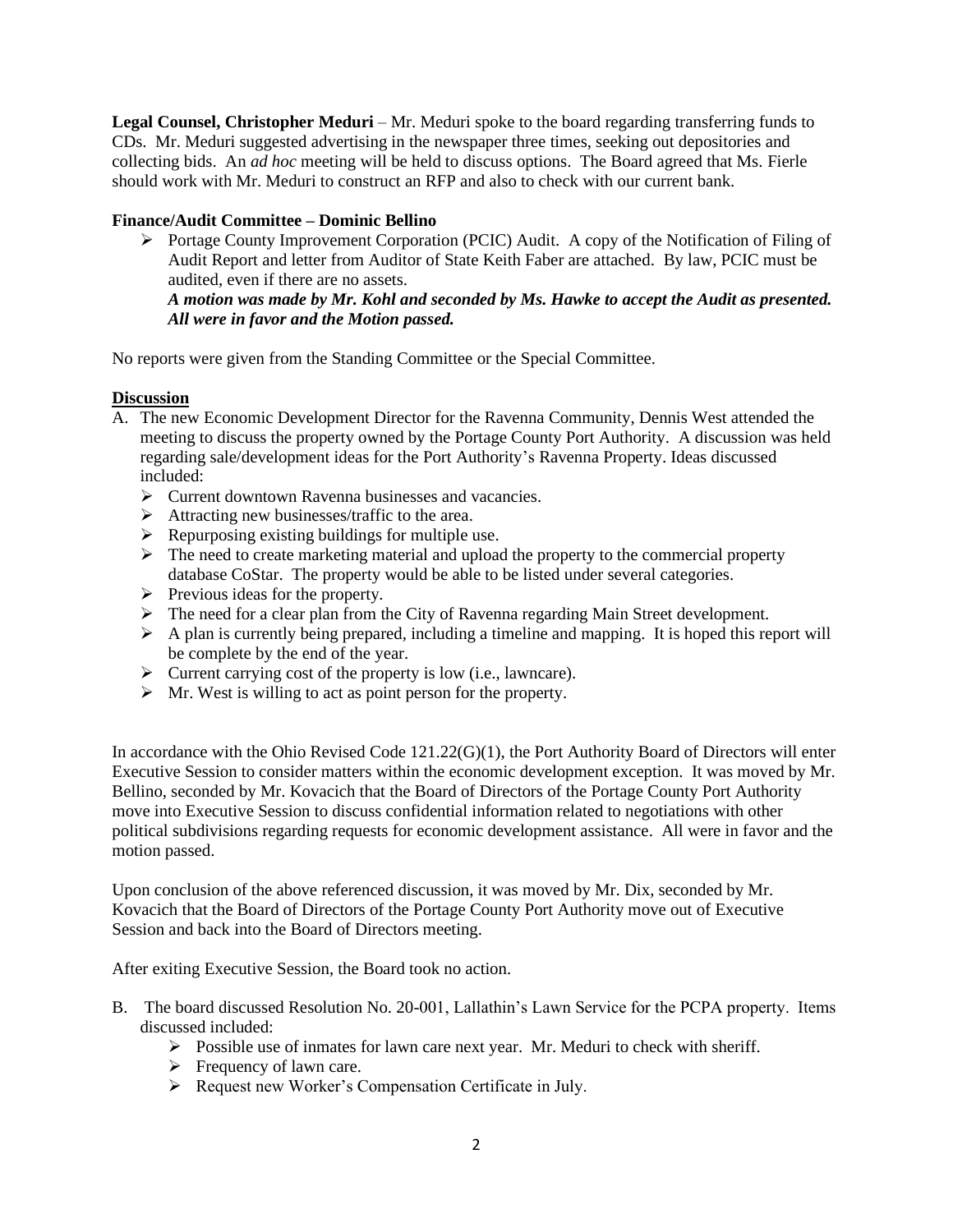**Legal Counsel, Christopher Meduri** – Mr. Meduri spoke to the board regarding transferring funds to CDs. Mr. Meduri suggested advertising in the newspaper three times, seeking out depositories and collecting bids. An *ad hoc* meeting will be held to discuss options. The Board agreed that Ms. Fierle should work with Mr. Meduri to construct an RFP and also to check with our current bank.

**Finance/Audit Committee – Dominic Bellino**

- Portage County Improvement Corporation (PCIC) Audit. A copy of the Notification of Filing of Audit Report and letter from Auditor of State Keith Faber are attached. By law, PCIC must be audited, even if there are no assets.
  ***A motion was made by Mr. Kohl and seconded by Ms. Hawke to accept the Audit as presented. All were in favor and the Motion passed.***

No reports were given from the Standing Committee or the Special Committee.

**Discussion**

A. The new Economic Development Director for the Ravenna Community, Dennis West attended the meeting to discuss the property owned by the Portage County Port Authority. A discussion was held regarding sale/development ideas for the Port Authority's Ravenna Property. Ideas discussed included:
   - Current downtown Ravenna businesses and vacancies.
   - Attracting new businesses/traffic to the area.
   - Repurposing existing buildings for multiple use.
   - The need to create marketing material and upload the property to the commercial property database CoStar. The property would be able to be listed under several categories.
   - Previous ideas for the property.
   - The need for a clear plan from the City of Ravenna regarding Main Street development.
   - A plan is currently being prepared, including a timeline and mapping. It is hoped this report will be complete by the end of the year.
   - Current carrying cost of the property is low (i.e., lawncare).
   - Mr. West is willing to act as point person for the property.

In accordance with the Ohio Revised Code 121.22(G)(1), the Port Authority Board of Directors will enter Executive Session to consider matters within the economic development exception. It was moved by Mr. Bellino, seconded by Mr. Kovacich that the Board of Directors of the Portage County Port Authority move into Executive Session to discuss confidential information related to negotiations with other political subdivisions regarding requests for economic development assistance. All were in favor and the motion passed.

Upon conclusion of the above referenced discussion, it was moved by Mr. Dix, seconded by Mr. Kovacich that the Board of Directors of the Portage County Port Authority move out of Executive Session and back into the Board of Directors meeting.

After exiting Executive Session, the Board took no action.

B. The board discussed Resolution No. 20-001, Lallathin's Lawn Service for the PCPA property. Items discussed included:
   - Possible use of inmates for lawn care next year. Mr. Meduri to check with sheriff.
   - Frequency of lawn care.
   - Request new Worker's Compensation Certificate in July.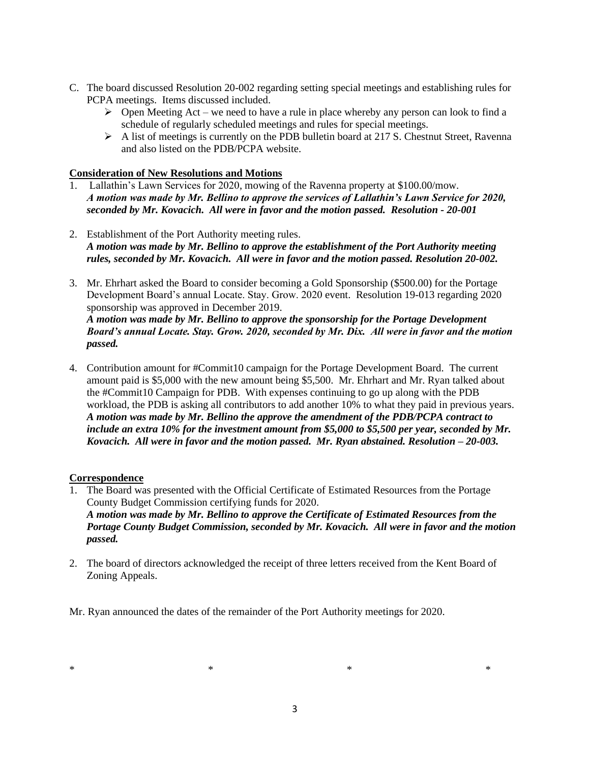C. The board discussed Resolution 20-002 regarding setting special meetings and establishing rules for PCPA meetings. Items discussed included.
   - Open Meeting Act – we need to have a rule in place whereby any person can look to find a schedule of regularly scheduled meetings and rules for special meetings.
   - A list of meetings is currently on the PDB bulletin board at 217 S. Chestnut Street, Ravenna and also listed on the PDB/PCPA website.

**Consideration of New Resolutions and Motions**

1. Lallathin's Lawn Services for 2020, mowing of the Ravenna property at $100.00/mow.
   ***A motion was made by Mr. Bellino to approve the services of Lallathin's Lawn Service for 2020, seconded by Mr. Kovacich. All were in favor and the motion passed. Resolution - 20-001***

2. Establishment of the Port Authority meeting rules.
   ***A motion was made by Mr. Bellino to approve the establishment of the Port Authority meeting rules, seconded by Mr. Kovacich. All were in favor and the motion passed. Resolution 20-002.***

3. Mr. Ehrhart asked the Board to consider becoming a Gold Sponsorship ($500.00) for the Portage Development Board's annual Locate. Stay. Grow. 2020 event. Resolution 19-013 regarding 2020 sponsorship was approved in December 2019.
   ***A motion was made by Mr. Bellino to approve the sponsorship for the Portage Development Board's annual Locate. Stay. Grow. 2020, seconded by Mr. Dix. All were in favor and the motion passed.***

4. Contribution amount for #Commit10 campaign for the Portage Development Board. The current amount paid is $5,000 with the new amount being $5,500. Mr. Ehrhart and Mr. Ryan talked about the #Commit10 Campaign for PDB. With expenses continuing to go up along with the PDB workload, the PDB is asking all contributors to add another 10% to what they paid in previous years.
   ***A motion was made by Mr. Bellino the approve the amendment of the PDB/PCPA contract to include an extra 10% for the investment amount from $5,000 to $5,500 per year, seconded by Mr. Kovacich. All were in favor and the motion passed. Mr. Ryan abstained. Resolution – 20-003.***

**Correspondence**

1. The Board was presented with the Official Certificate of Estimated Resources from the Portage County Budget Commission certifying funds for 2020.
   ***A motion was made by Mr. Bellino to approve the Certificate of Estimated Resources from the Portage County Budget Commission, seconded by Mr. Kovacich. All were in favor and the motion passed.***

2. The board of directors acknowledged the receipt of three letters received from the Kent Board of Zoning Appeals.

Mr. Ryan announced the dates of the remainder of the Port Authority meetings for 2020.

\* \* \* \*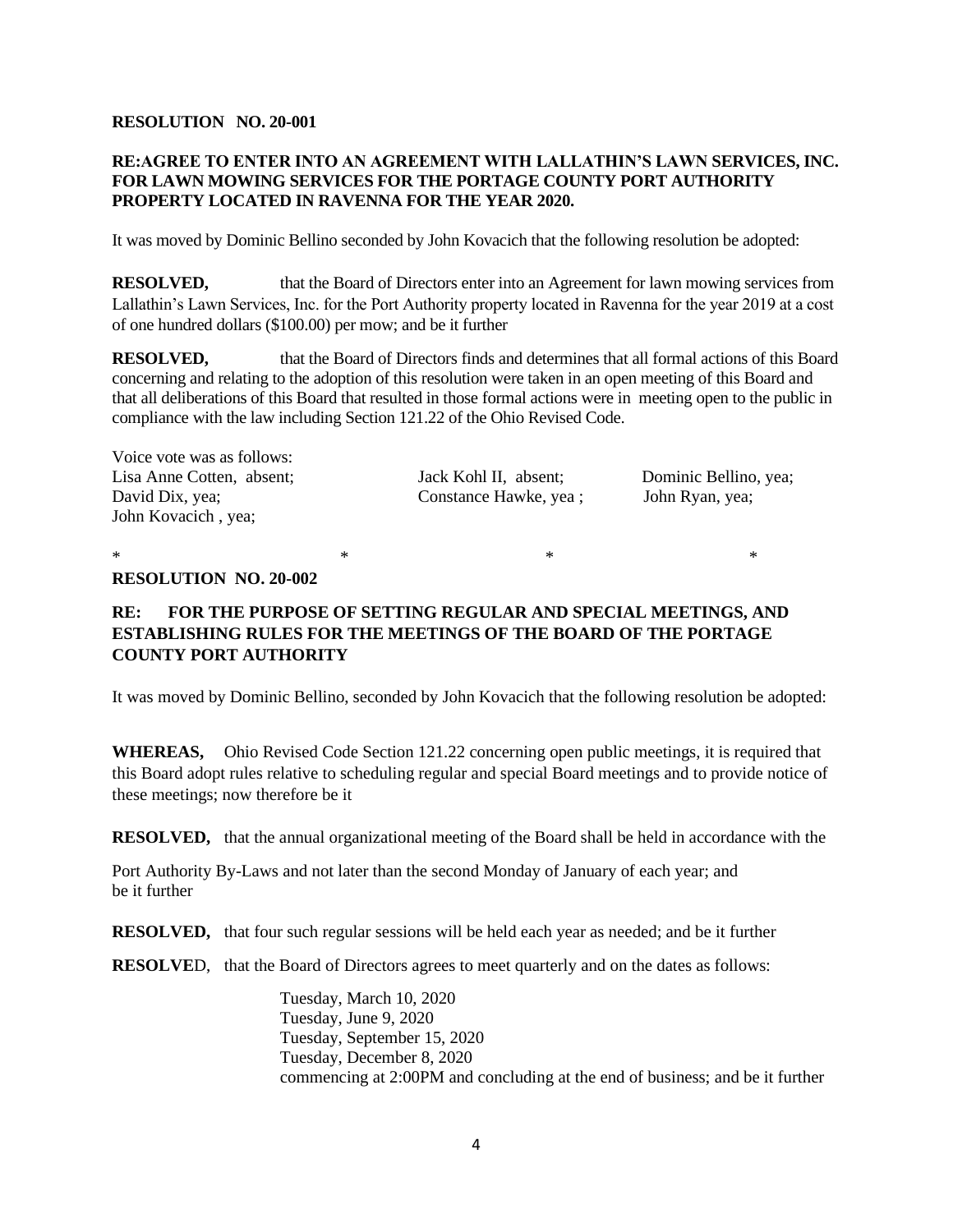**RESOLUTION NO. 20-001**

**RE:AGREE TO ENTER INTO AN AGREEMENT WITH LALLATHIN'S LAWN SERVICES, INC. FOR LAWN MOWING SERVICES FOR THE PORTAGE COUNTY PORT AUTHORITY PROPERTY LOCATED IN RAVENNA FOR THE YEAR 2020.**

It was moved by Dominic Bellino seconded by John Kovacich that the following resolution be adopted:

**RESOLVED,** that the Board of Directors enter into an Agreement for lawn mowing services from Lallathin's Lawn Services, Inc. for the Port Authority property located in Ravenna for the year 2019 at a cost of one hundred dollars ($100.00) per mow; and be it further

**RESOLVED,** that the Board of Directors finds and determines that all formal actions of this Board concerning and relating to the adoption of this resolution were taken in an open meeting of this Board and that all deliberations of this Board that resulted in those formal actions were in meeting open to the public in compliance with the law including Section 121.22 of the Ohio Revised Code.

Voice vote was as follows:

| | | |
|---|---|---|
| Lisa Anne Cotten, absent; | Jack Kohl II, absent; | Dominic Bellino, yea; |
| David Dix, yea; | Constance Hawke, yea ; | John Ryan, yea; |
| John Kovacich , yea; | | |

\* \* \* \*

**RESOLUTION NO. 20-002**

**RE: FOR THE PURPOSE OF SETTING REGULAR AND SPECIAL MEETINGS, AND ESTABLISHING RULES FOR THE MEETINGS OF THE BOARD OF THE PORTAGE COUNTY PORT AUTHORITY**

It was moved by Dominic Bellino, seconded by John Kovacich that the following resolution be adopted:

**WHEREAS,** Ohio Revised Code Section 121.22 concerning open public meetings, it is required that this Board adopt rules relative to scheduling regular and special Board meetings and to provide notice of these meetings; now therefore be it

**RESOLVED,** that the annual organizational meeting of the Board shall be held in accordance with the Port Authority By-Laws and not later than the second Monday of January of each year; and be it further

**RESOLVED,** that four such regular sessions will be held each year as needed; and be it further

**RESOLVE**D, that the Board of Directors agrees to meet quarterly and on the dates as follows:

Tuesday, March 10, 2020
Tuesday, June 9, 2020
Tuesday, September 15, 2020
Tuesday, December 8, 2020
commencing at 2:00PM and concluding at the end of business; and be it further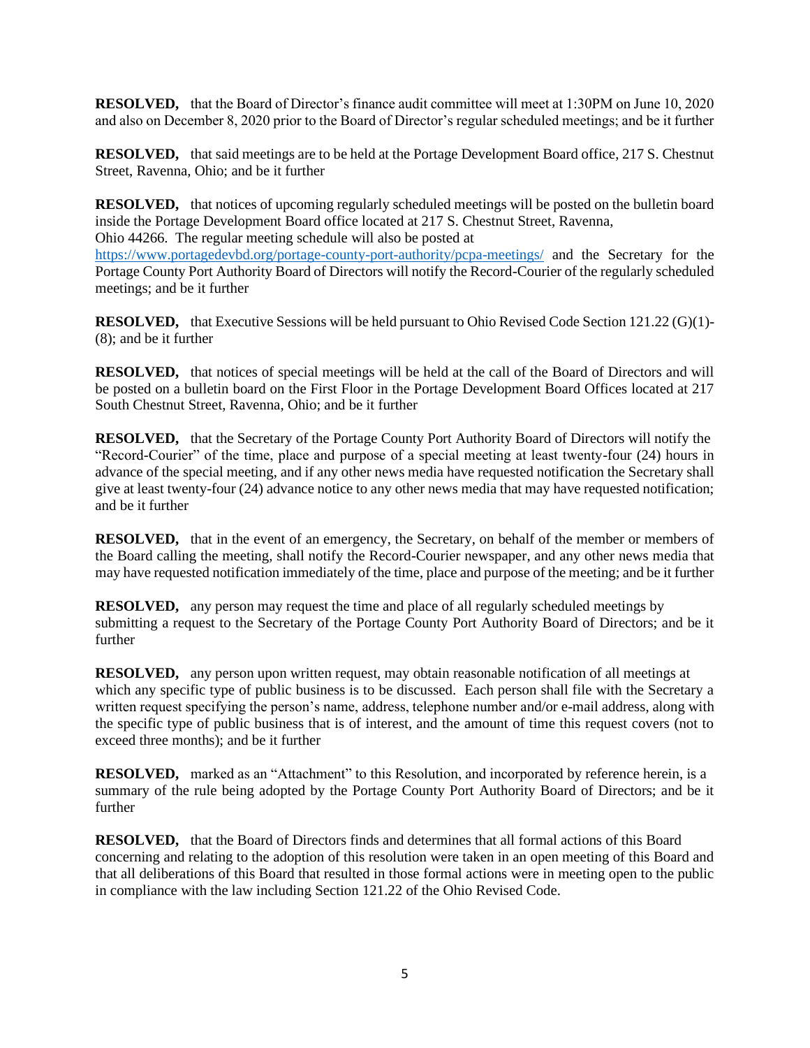**RESOLVED,** that the Board of Director's finance audit committee will meet at 1:30PM on June 10, 2020 and also on December 8, 2020 prior to the Board of Director's regular scheduled meetings; and be it further

**RESOLVED,** that said meetings are to be held at the Portage Development Board office, 217 S. Chestnut Street, Ravenna, Ohio; and be it further

**RESOLVED,** that notices of upcoming regularly scheduled meetings will be posted on the bulletin board inside the Portage Development Board office located at 217 S. Chestnut Street, Ravenna, Ohio 44266. The regular meeting schedule will also be posted at https://www.portagedevbd.org/portage-county-port-authority/pcpa-meetings/ and the Secretary for the Portage County Port Authority Board of Directors will notify the Record-Courier of the regularly scheduled meetings; and be it further

**RESOLVED,** that Executive Sessions will be held pursuant to Ohio Revised Code Section 121.22 (G)(1)-(8); and be it further

**RESOLVED,** that notices of special meetings will be held at the call of the Board of Directors and will be posted on a bulletin board on the First Floor in the Portage Development Board Offices located at 217 South Chestnut Street, Ravenna, Ohio; and be it further

**RESOLVED,** that the Secretary of the Portage County Port Authority Board of Directors will notify the "Record-Courier" of the time, place and purpose of a special meeting at least twenty-four (24) hours in advance of the special meeting, and if any other news media have requested notification the Secretary shall give at least twenty-four (24) advance notice to any other news media that may have requested notification; and be it further

**RESOLVED,** that in the event of an emergency, the Secretary, on behalf of the member or members of the Board calling the meeting, shall notify the Record-Courier newspaper, and any other news media that may have requested notification immediately of the time, place and purpose of the meeting; and be it further

**RESOLVED,** any person may request the time and place of all regularly scheduled meetings by submitting a request to the Secretary of the Portage County Port Authority Board of Directors; and be it further

**RESOLVED,** any person upon written request, may obtain reasonable notification of all meetings at which any specific type of public business is to be discussed. Each person shall file with the Secretary a written request specifying the person's name, address, telephone number and/or e-mail address, along with the specific type of public business that is of interest, and the amount of time this request covers (not to exceed three months); and be it further

**RESOLVED,** marked as an "Attachment" to this Resolution, and incorporated by reference herein, is a summary of the rule being adopted by the Portage County Port Authority Board of Directors; and be it further

**RESOLVED,** that the Board of Directors finds and determines that all formal actions of this Board concerning and relating to the adoption of this resolution were taken in an open meeting of this Board and that all deliberations of this Board that resulted in those formal actions were in meeting open to the public in compliance with the law including Section 121.22 of the Ohio Revised Code.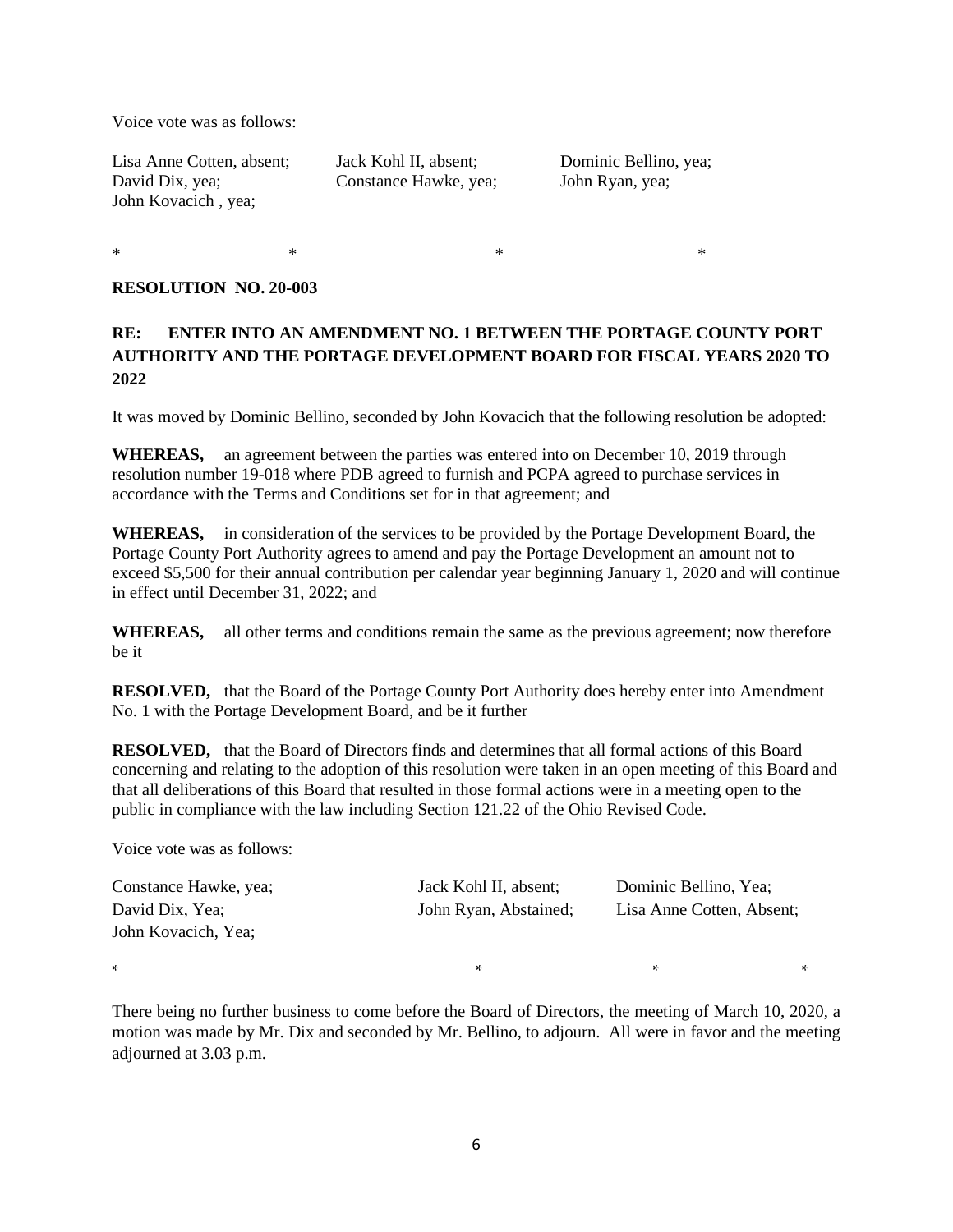Voice vote was as follows:

| | | |
|---|---|---|
| Lisa Anne Cotten, absent; | Jack Kohl II, absent; | Dominic Bellino, yea; |
| David Dix, yea; | Constance Hawke, yea; | John Ryan, yea; |
| John Kovacich , yea; | | |

\* \* \* \*

**RESOLUTION NO. 20-003**

**RE: ENTER INTO AN AMENDMENT NO. 1 BETWEEN THE PORTAGE COUNTY PORT AUTHORITY AND THE PORTAGE DEVELOPMENT BOARD FOR FISCAL YEARS 2020 TO 2022**

It was moved by Dominic Bellino, seconded by John Kovacich that the following resolution be adopted:

**WHEREAS,** an agreement between the parties was entered into on December 10, 2019 through resolution number 19-018 where PDB agreed to furnish and PCPA agreed to purchase services in accordance with the Terms and Conditions set for in that agreement; and

**WHEREAS,** in consideration of the services to be provided by the Portage Development Board, the Portage County Port Authority agrees to amend and pay the Portage Development an amount not to exceed $5,500 for their annual contribution per calendar year beginning January 1, 2020 and will continue in effect until December 31, 2022; and

**WHEREAS,** all other terms and conditions remain the same as the previous agreement; now therefore be it

**RESOLVED,** that the Board of the Portage County Port Authority does hereby enter into Amendment No. 1 with the Portage Development Board, and be it further

**RESOLVED,** that the Board of Directors finds and determines that all formal actions of this Board concerning and relating to the adoption of this resolution were taken in an open meeting of this Board and that all deliberations of this Board that resulted in those formal actions were in a meeting open to the public in compliance with the law including Section 121.22 of the Ohio Revised Code.

Voice vote was as follows:

| | | |
|---|---|---|
| Constance Hawke, yea; | Jack Kohl II, absent; | Dominic Bellino, Yea; |
| David Dix, Yea; | John Ryan, Abstained; | Lisa Anne Cotten, Absent; |
| John Kovacich, Yea; | | |

\* \* \* \*

There being no further business to come before the Board of Directors, the meeting of March 10, 2020, a motion was made by Mr. Dix and seconded by Mr. Bellino, to adjourn. All were in favor and the meeting adjourned at 3.03 p.m.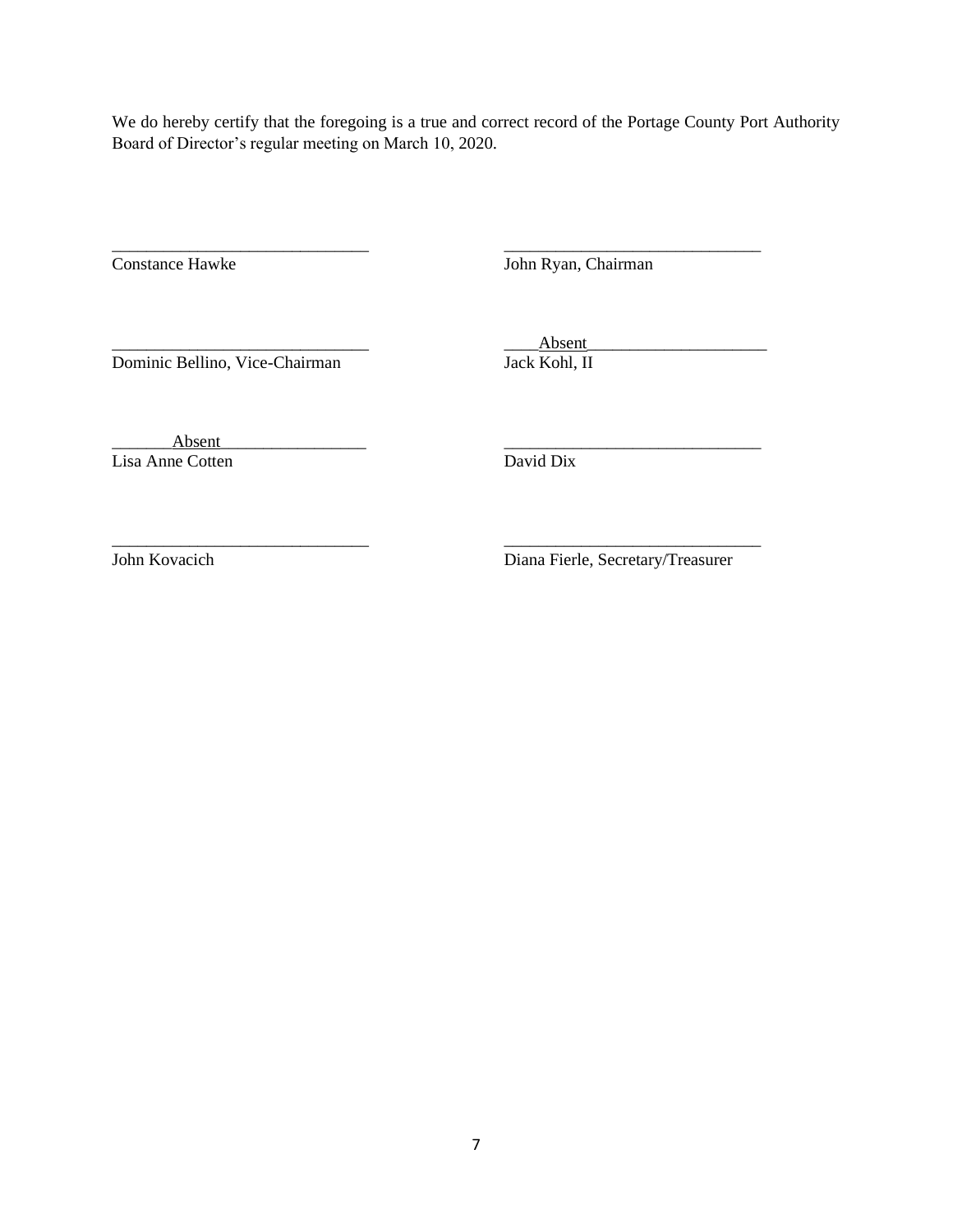We do hereby certify that the foregoing is a true and correct record of the Portage County Port Authority Board of Director's regular meeting on March 10, 2020.

| | |
|---|---|
| ______________________________ | ______________________________ |
| Constance Hawke | John Ryan, Chairman |
| ______________________________ | ____Absent____________________ |
| Dominic Bellino, Vice-Chairman | Jack Kohl, II |
| _______Absent_________________ | ______________________________ |
| Lisa Anne Cotten | David Dix |
| ______________________________ | ______________________________ |
| John Kovacich | Diana Fierle, Secretary/Treasurer |